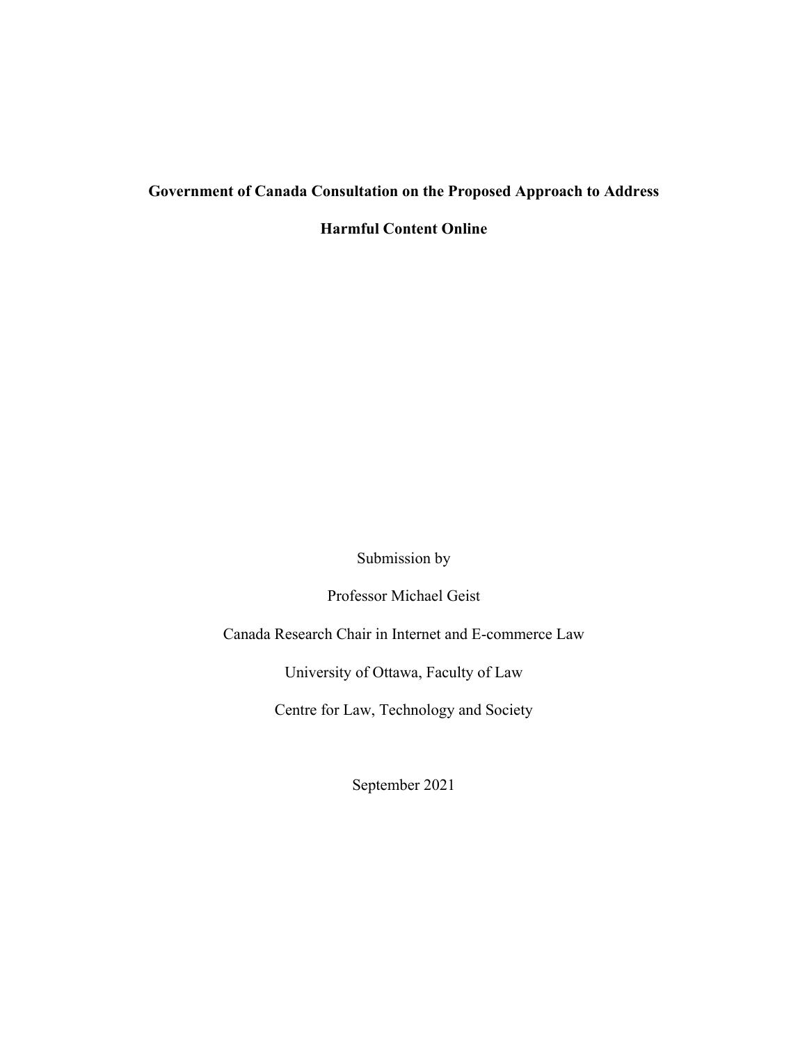# Government of Canada Consultation on the Proposed Approach to Address Harmful Content Online

Submission by

Professor Michael Geist

Canada Research Chair in Internet and E-commerce Law

University of Ottawa, Faculty of Law

Centre for Law, Technology and Society

September 2021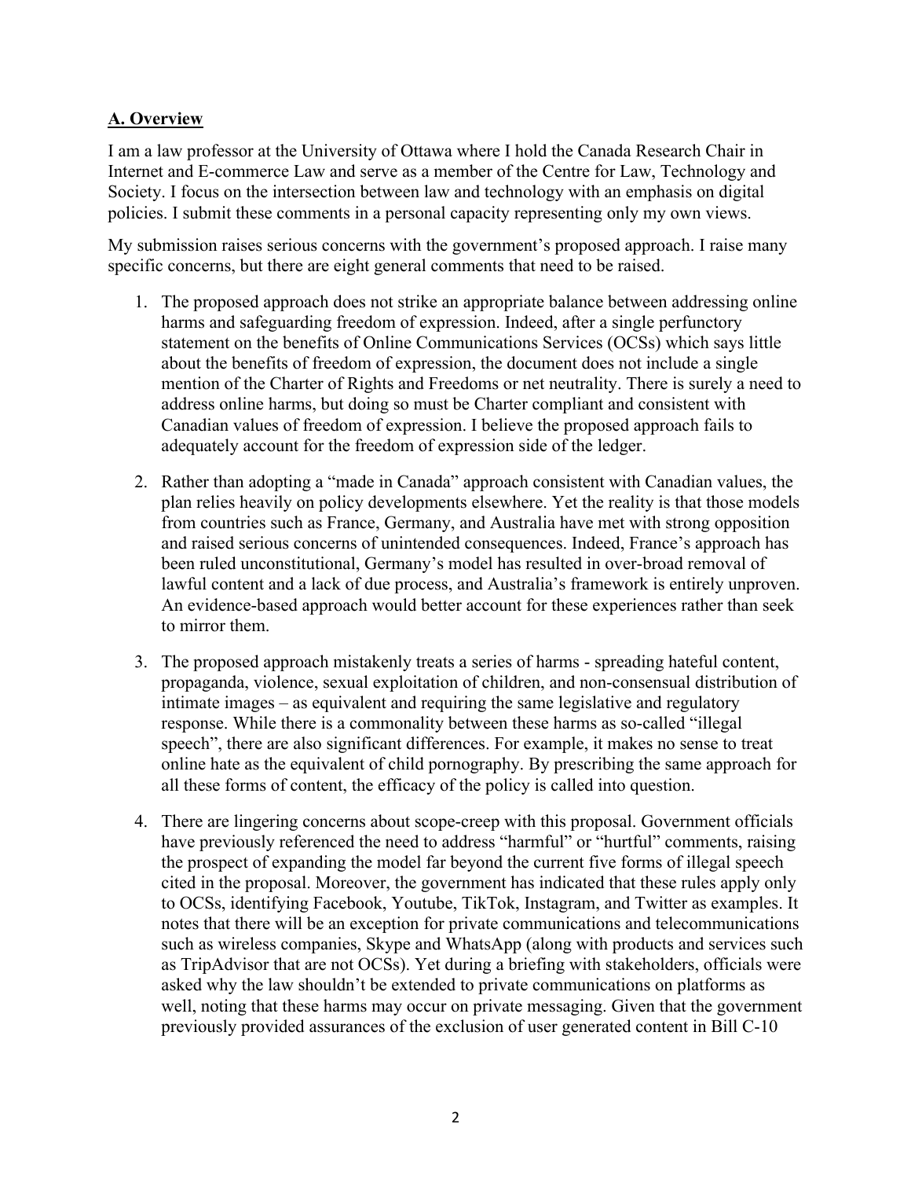## A. Overview

I am a law professor at the University of Ottawa where I hold the Canada Research Chair in Internet and E-commerce Law and serve as a member of the Centre for Law, Technology and Society. I focus on the intersection between law and technology with an emphasis on digital policies. I submit these comments in a personal capacity representing only my own views.

My submission raises serious concerns with the government's proposed approach. I raise many specific concerns, but there are eight general comments that need to be raised.

1. The proposed approach does not strike an appropriate balance between addressing online harms and safeguarding freedom of expression. Indeed, after a single perfunctory statement on the benefits of Online Communications Services (OCSs) which says little about the benefits of freedom of expression, the document does not include a single mention of the Charter of Rights and Freedoms or net neutrality. There is surely a need to address online harms, but doing so must be Charter compliant and consistent with Canadian values of freedom of expression. I believe the proposed approach fails to adequately account for the freedom of expression side of the ledger.

2. Rather than adopting a "made in Canada" approach consistent with Canadian values, the plan relies heavily on policy developments elsewhere. Yet the reality is that those models from countries such as France, Germany, and Australia have met with strong opposition and raised serious concerns of unintended consequences. Indeed, France's approach has been ruled unconstitutional, Germany's model has resulted in over-broad removal of lawful content and a lack of due process, and Australia's framework is entirely unproven. An evidence-based approach would better account for these experiences rather than seek to mirror them.

3. The proposed approach mistakenly treats a series of harms - spreading hateful content, propaganda, violence, sexual exploitation of children, and non-consensual distribution of intimate images – as equivalent and requiring the same legislative and regulatory response. While there is a commonality between these harms as so-called "illegal speech", there are also significant differences. For example, it makes no sense to treat online hate as the equivalent of child pornography. By prescribing the same approach for all these forms of content, the efficacy of the policy is called into question.

4. There are lingering concerns about scope-creep with this proposal. Government officials have previously referenced the need to address "harmful" or "hurtful" comments, raising the prospect of expanding the model far beyond the current five forms of illegal speech cited in the proposal. Moreover, the government has indicated that these rules apply only to OCSs, identifying Facebook, Youtube, TikTok, Instagram, and Twitter as examples. It notes that there will be an exception for private communications and telecommunications such as wireless companies, Skype and WhatsApp (along with products and services such as TripAdvisor that are not OCSs). Yet during a briefing with stakeholders, officials were asked why the law shouldn't be extended to private communications on platforms as well, noting that these harms may occur on private messaging. Given that the government previously provided assurances of the exclusion of user generated content in Bill C-10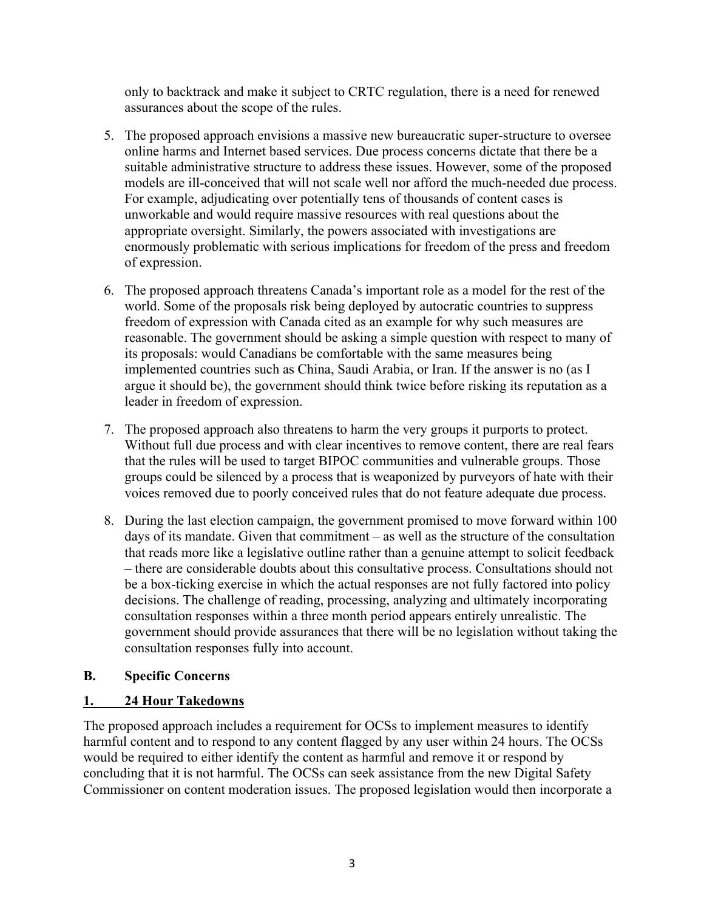only to backtrack and make it subject to CRTC regulation, there is a need for renewed assurances about the scope of the rules.

5. The proposed approach envisions a massive new bureaucratic super-structure to oversee online harms and Internet based services. Due process concerns dictate that there be a suitable administrative structure to address these issues. However, some of the proposed models are ill-conceived that will not scale well nor afford the much-needed due process. For example, adjudicating over potentially tens of thousands of content cases is unworkable and would require massive resources with real questions about the appropriate oversight. Similarly, the powers associated with investigations are enormously problematic with serious implications for freedom of the press and freedom of expression.

6. The proposed approach threatens Canada's important role as a model for the rest of the world. Some of the proposals risk being deployed by autocratic countries to suppress freedom of expression with Canada cited as an example for why such measures are reasonable. The government should be asking a simple question with respect to many of its proposals: would Canadians be comfortable with the same measures being implemented countries such as China, Saudi Arabia, or Iran. If the answer is no (as I argue it should be), the government should think twice before risking its reputation as a leader in freedom of expression.

7. The proposed approach also threatens to harm the very groups it purports to protect. Without full due process and with clear incentives to remove content, there are real fears that the rules will be used to target BIPOC communities and vulnerable groups. Those groups could be silenced by a process that is weaponized by purveyors of hate with their voices removed due to poorly conceived rules that do not feature adequate due process.

8. During the last election campaign, the government promised to move forward within 100 days of its mandate. Given that commitment – as well as the structure of the consultation that reads more like a legislative outline rather than a genuine attempt to solicit feedback – there are considerable doubts about this consultative process. Consultations should not be a box-ticking exercise in which the actual responses are not fully factored into policy decisions. The challenge of reading, processing, analyzing and ultimately incorporating consultation responses within a three month period appears entirely unrealistic. The government should provide assurances that there will be no legislation without taking the consultation responses fully into account.

## B. Specific Concerns

### 1. 24 Hour Takedowns

The proposed approach includes a requirement for OCSs to implement measures to identify harmful content and to respond to any content flagged by any user within 24 hours. The OCSs would be required to either identify the content as harmful and remove it or respond by concluding that it is not harmful. The OCSs can seek assistance from the new Digital Safety Commissioner on content moderation issues. The proposed legislation would then incorporate a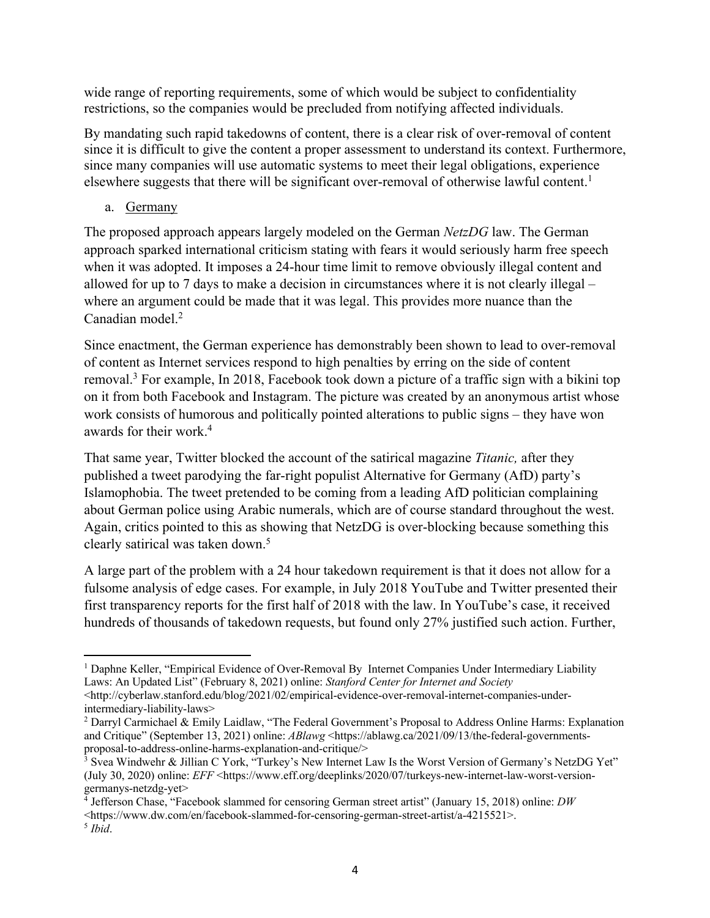wide range of reporting requirements, some of which would be subject to confidentiality restrictions, so the companies would be precluded from notifying affected individuals.

By mandating such rapid takedowns of content, there is a clear risk of over-removal of content since it is difficult to give the content a proper assessment to understand its context. Furthermore, since many companies will use automatic systems to meet their legal obligations, experience elsewhere suggests that there will be significant over-removal of otherwise lawful content.[1]

a. Germany

The proposed approach appears largely modeled on the German *NetzDG* law. The German approach sparked international criticism stating with fears it would seriously harm free speech when it was adopted. It imposes a 24-hour time limit to remove obviously illegal content and allowed for up to 7 days to make a decision in circumstances where it is not clearly illegal – where an argument could be made that it was legal. This provides more nuance than the Canadian model.[2]

Since enactment, the German experience has demonstrably been shown to lead to over-removal of content as Internet services respond to high penalties by erring on the side of content removal.[3] For example, In 2018, Facebook took down a picture of a traffic sign with a bikini top on it from both Facebook and Instagram. The picture was created by an anonymous artist whose work consists of humorous and politically pointed alterations to public signs – they have won awards for their work.[4]

That same year, Twitter blocked the account of the satirical magazine *Titanic,* after they published a tweet parodying the far-right populist Alternative for Germany (AfD) party's Islamophobia. The tweet pretended to be coming from a leading AfD politician complaining about German police using Arabic numerals, which are of course standard throughout the west. Again, critics pointed to this as showing that NetzDG is over-blocking because something this clearly satirical was taken down.[5]

A large part of the problem with a 24 hour takedown requirement is that it does not allow for a fulsome analysis of edge cases. For example, in July 2018 YouTube and Twitter presented their first transparency reports for the first half of 2018 with the law. In YouTube's case, it received hundreds of thousands of takedown requests, but found only 27% justified such action. Further,

---

[1] Daphne Keller, "Empirical Evidence of Over-Removal By Internet Companies Under Intermediary Liability Laws: An Updated List" (February 8, 2021) online: *Stanford Center for Internet and Society* <http://cyberlaw.stanford.edu/blog/2021/02/empirical-evidence-over-removal-internet-companies-under-intermediary-liability-laws>

[2] Darryl Carmichael & Emily Laidlaw, "The Federal Government's Proposal to Address Online Harms: Explanation and Critique" (September 13, 2021) online: *ABlawg* <https://ablawg.ca/2021/09/13/the-federal-governments-proposal-to-address-online-harms-explanation-and-critique/>

[3] Svea Windwehr & Jillian C York, "Turkey's New Internet Law Is the Worst Version of Germany's NetzDG Yet" (July 30, 2020) online: *EFF* <https://www.eff.org/deeplinks/2020/07/turkeys-new-internet-law-worst-version-germanys-netzdg-yet>

[4] Jefferson Chase, "Facebook slammed for censoring German street artist" (January 15, 2018) online: *DW* <https://www.dw.com/en/facebook-slammed-for-censoring-german-street-artist/a-4215521>.

[5] *Ibid*.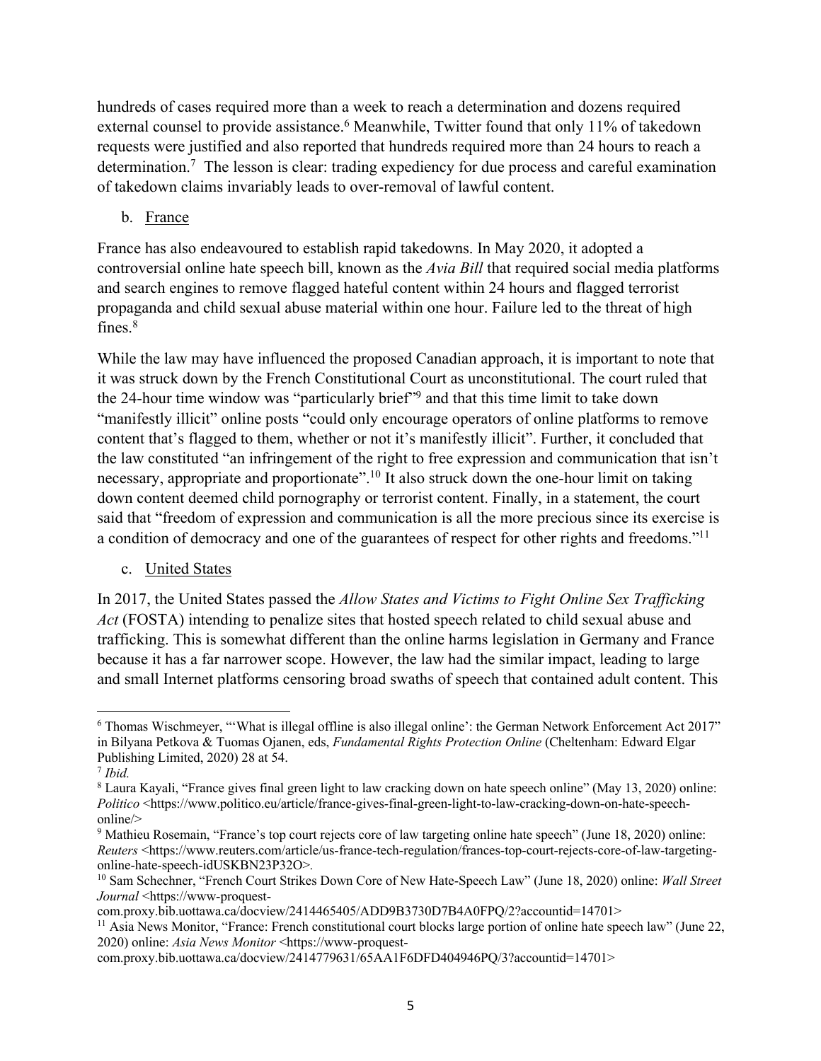hundreds of cases required more than a week to reach a determination and dozens required external counsel to provide assistance.[6] Meanwhile, Twitter found that only 11% of takedown requests were justified and also reported that hundreds required more than 24 hours to reach a determination.[7] The lesson is clear: trading expediency for due process and careful examination of takedown claims invariably leads to over-removal of lawful content.

b. France

France has also endeavoured to establish rapid takedowns. In May 2020, it adopted a controversial online hate speech bill, known as the *Avia Bill* that required social media platforms and search engines to remove flagged hateful content within 24 hours and flagged terrorist propaganda and child sexual abuse material within one hour. Failure led to the threat of high fines.[8]

While the law may have influenced the proposed Canadian approach, it is important to note that it was struck down by the French Constitutional Court as unconstitutional. The court ruled that the 24-hour time window was "particularly brief"[9] and that this time limit to take down "manifestly illicit" online posts "could only encourage operators of online platforms to remove content that's flagged to them, whether or not it's manifestly illicit". Further, it concluded that the law constituted "an infringement of the right to free expression and communication that isn't necessary, appropriate and proportionate".[10] It also struck down the one-hour limit on taking down content deemed child pornography or terrorist content. Finally, in a statement, the court said that "freedom of expression and communication is all the more precious since its exercise is a condition of democracy and one of the guarantees of respect for other rights and freedoms."[11]

c. United States

In 2017, the United States passed the *Allow States and Victims to Fight Online Sex Trafficking Act* (FOSTA) intending to penalize sites that hosted speech related to child sexual abuse and trafficking. This is somewhat different than the online harms legislation in Germany and France because it has a far narrower scope. However, the law had the similar impact, leading to large and small Internet platforms censoring broad swaths of speech that contained adult content. This

---

[6] Thomas Wischmeyer, "'What is illegal offline is also illegal online': the German Network Enforcement Act 2017" in Bilyana Petkova & Tuomas Ojanen, eds, *Fundamental Rights Protection Online* (Cheltenham: Edward Elgar Publishing Limited, 2020) 28 at 54.

[7] *Ibid.*

[8] Laura Kayali, "France gives final green light to law cracking down on hate speech online" (May 13, 2020) online: *Politico* <https://www.politico.eu/article/france-gives-final-green-light-to-law-cracking-down-on-hate-speech-online/>

[9] Mathieu Rosemain, "France's top court rejects core of law targeting online hate speech" (June 18, 2020) online: *Reuters* <https://www.reuters.com/article/us-france-tech-regulation/frances-top-court-rejects-core-of-law-targeting-online-hate-speech-idUSKBN23P32O>.

[10] Sam Schechner, "French Court Strikes Down Core of New Hate-Speech Law" (June 18, 2020) online: *Wall Street Journal* <https://www-proquest-com.proxy.bib.uottawa.ca/docview/2414465405/ADD9B3730D7B4A0FPQ/2?accountid=14701>

[11] Asia News Monitor, "France: French constitutional court blocks large portion of online hate speech law" (June 22, 2020) online: *Asia News Monitor* <https://www-proquest-com.proxy.bib.uottawa.ca/docview/2414779631/65AA1F6DFD404946PQ/3?accountid=14701>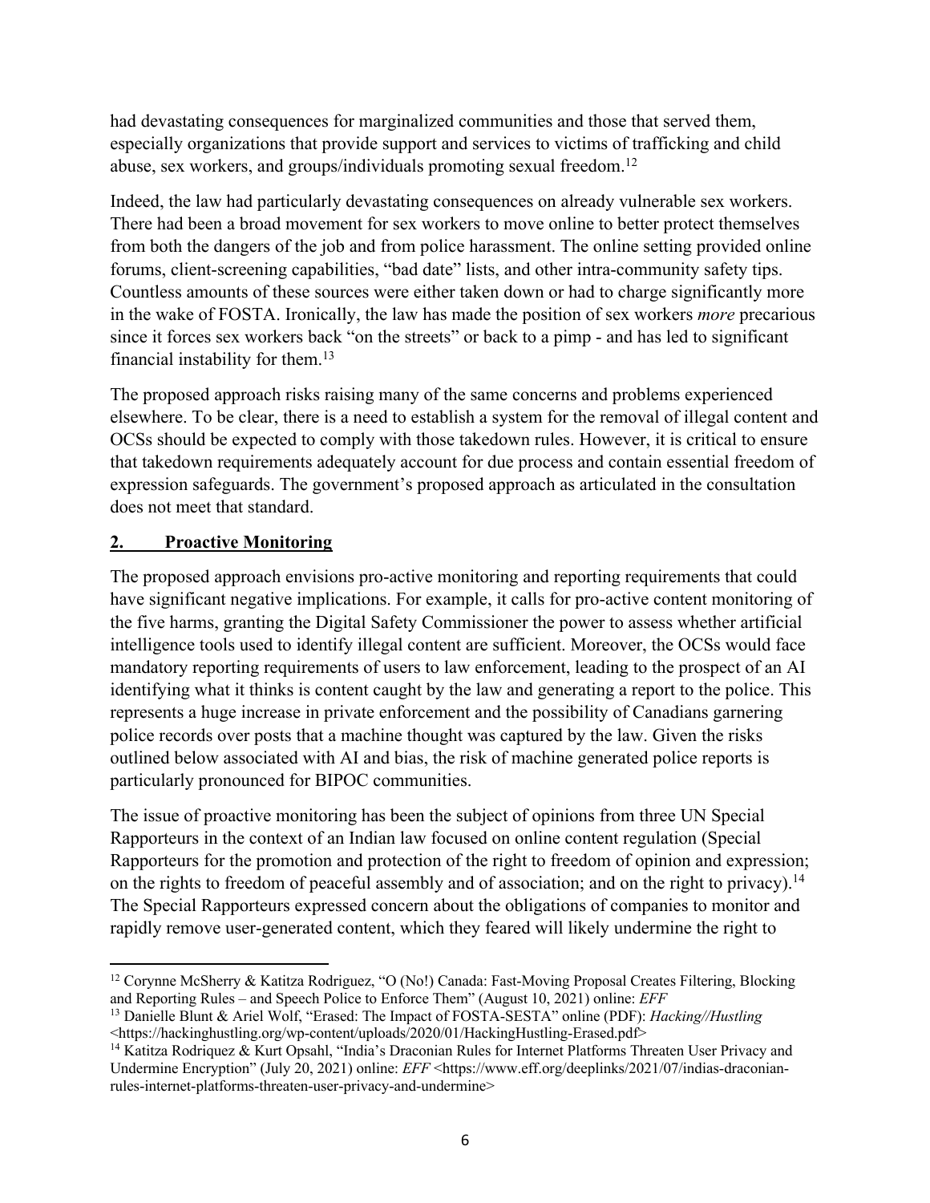had devastating consequences for marginalized communities and those that served them, especially organizations that provide support and services to victims of trafficking and child abuse, sex workers, and groups/individuals promoting sexual freedom.[12]

Indeed, the law had particularly devastating consequences on already vulnerable sex workers. There had been a broad movement for sex workers to move online to better protect themselves from both the dangers of the job and from police harassment. The online setting provided online forums, client-screening capabilities, "bad date" lists, and other intra-community safety tips. Countless amounts of these sources were either taken down or had to charge significantly more in the wake of FOSTA. Ironically, the law has made the position of sex workers *more* precarious since it forces sex workers back "on the streets" or back to a pimp - and has led to significant financial instability for them.[13]

The proposed approach risks raising many of the same concerns and problems experienced elsewhere. To be clear, there is a need to establish a system for the removal of illegal content and OCSs should be expected to comply with those takedown rules. However, it is critical to ensure that takedown requirements adequately account for due process and contain essential freedom of expression safeguards. The government's proposed approach as articulated in the consultation does not meet that standard.

## 2. Proactive Monitoring

The proposed approach envisions pro-active monitoring and reporting requirements that could have significant negative implications. For example, it calls for pro-active content monitoring of the five harms, granting the Digital Safety Commissioner the power to assess whether artificial intelligence tools used to identify illegal content are sufficient. Moreover, the OCSs would face mandatory reporting requirements of users to law enforcement, leading to the prospect of an AI identifying what it thinks is content caught by the law and generating a report to the police. This represents a huge increase in private enforcement and the possibility of Canadians garnering police records over posts that a machine thought was captured by the law. Given the risks outlined below associated with AI and bias, the risk of machine generated police reports is particularly pronounced for BIPOC communities.

The issue of proactive monitoring has been the subject of opinions from three UN Special Rapporteurs in the context of an Indian law focused on online content regulation (Special Rapporteurs for the promotion and protection of the right to freedom of opinion and expression; on the rights to freedom of peaceful assembly and of association; and on the right to privacy).[14] The Special Rapporteurs expressed concern about the obligations of companies to monitor and rapidly remove user-generated content, which they feared will likely undermine the right to

---

[12] Corynne McSherry & Katitza Rodriguez, "O (No!) Canada: Fast-Moving Proposal Creates Filtering, Blocking and Reporting Rules – and Speech Police to Enforce Them" (August 10, 2021) online: *EFF*

[13] Danielle Blunt & Ariel Wolf, "Erased: The Impact of FOSTA-SESTA" online (PDF): *Hacking//Hustling* <https://hackinghustling.org/wp-content/uploads/2020/01/HackingHustling-Erased.pdf>

[14] Katitza Rodriquez & Kurt Opsahl, "India's Draconian Rules for Internet Platforms Threaten User Privacy and Undermine Encryption" (July 20, 2021) online: *EFF* <https://www.eff.org/deeplinks/2021/07/indias-draconian-rules-internet-platforms-threaten-user-privacy-and-undermine>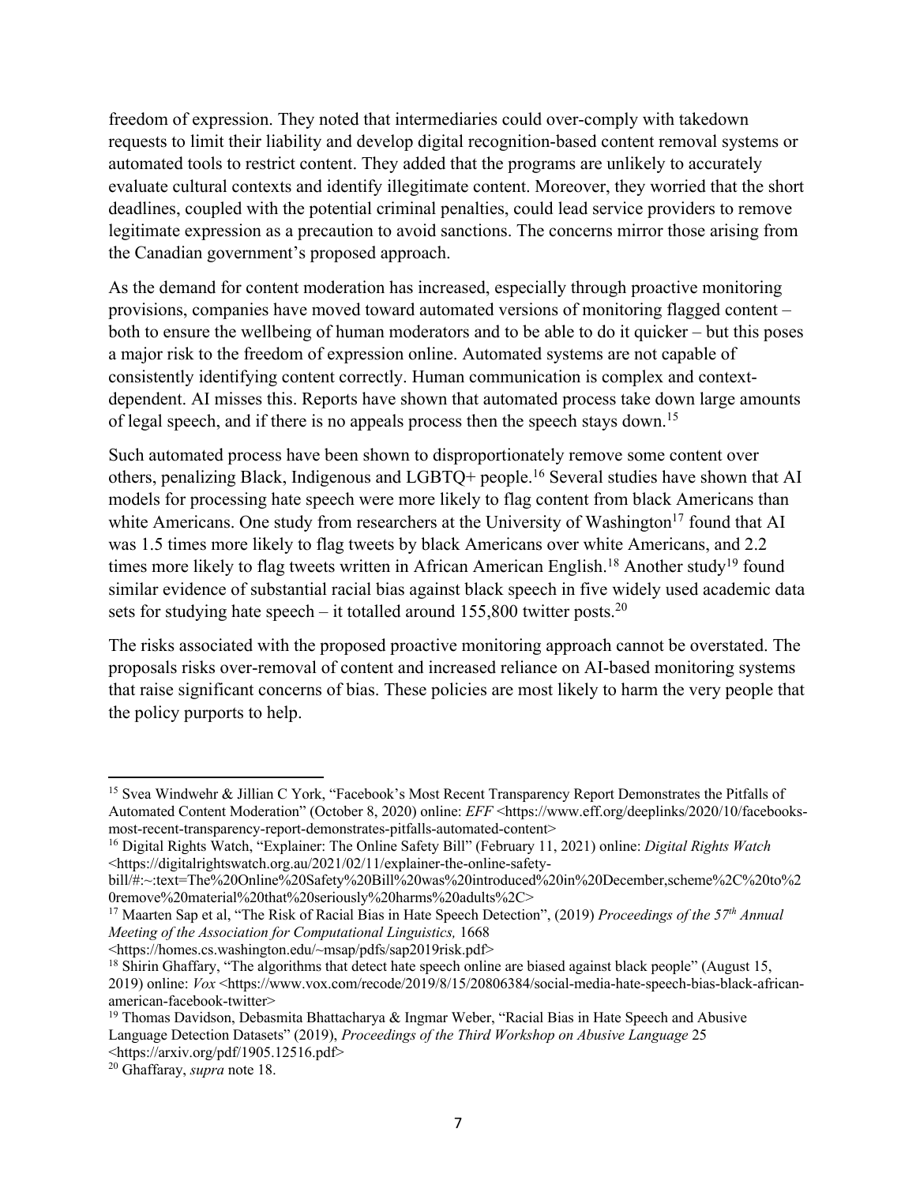freedom of expression. They noted that intermediaries could over-comply with takedown requests to limit their liability and develop digital recognition-based content removal systems or automated tools to restrict content. They added that the programs are unlikely to accurately evaluate cultural contexts and identify illegitimate content. Moreover, they worried that the short deadlines, coupled with the potential criminal penalties, could lead service providers to remove legitimate expression as a precaution to avoid sanctions. The concerns mirror those arising from the Canadian government's proposed approach.

As the demand for content moderation has increased, especially through proactive monitoring provisions, companies have moved toward automated versions of monitoring flagged content – both to ensure the wellbeing of human moderators and to be able to do it quicker – but this poses a major risk to the freedom of expression online. Automated systems are not capable of consistently identifying content correctly. Human communication is complex and context-dependent. AI misses this. Reports have shown that automated process take down large amounts of legal speech, and if there is no appeals process then the speech stays down.[15]

Such automated process have been shown to disproportionately remove some content over others, penalizing Black, Indigenous and LGBTQ+ people.[16] Several studies have shown that AI models for processing hate speech were more likely to flag content from black Americans than white Americans. One study from researchers at the University of Washington[17] found that AI was 1.5 times more likely to flag tweets by black Americans over white Americans, and 2.2 times more likely to flag tweets written in African American English.[18] Another study[19] found similar evidence of substantial racial bias against black speech in five widely used academic data sets for studying hate speech – it totalled around 155,800 twitter posts.[20]

The risks associated with the proposed proactive monitoring approach cannot be overstated. The proposals risks over-removal of content and increased reliance on AI-based monitoring systems that raise significant concerns of bias. These policies are most likely to harm the very people that the policy purports to help.

---

[15] Svea Windwehr & Jillian C York, "Facebook's Most Recent Transparency Report Demonstrates the Pitfalls of Automated Content Moderation" (October 8, 2020) online: *EFF* <https://www.eff.org/deeplinks/2020/10/facebooks-most-recent-transparency-report-demonstrates-pitfalls-automated-content>

[16] Digital Rights Watch, "Explainer: The Online Safety Bill" (February 11, 2021) online: *Digital Rights Watch* <https://digitalrightswatch.org.au/2021/02/11/explainer-the-online-safety-bill/#:~:text=The%20Online%20Safety%20Bill%20was%20introduced%20in%20December,scheme%2C%20to%20remove%20material%20that%20seriously%20harms%20adults%2C>

[17] Maarten Sap et al, "The Risk of Racial Bias in Hate Speech Detection", (2019) *Proceedings of the 57th Annual Meeting of the Association for Computational Linguistics,* 1668 <https://homes.cs.washington.edu/~msap/pdfs/sap2019risk.pdf>

[18] Shirin Ghaffary, "The algorithms that detect hate speech online are biased against black people" (August 15, 2019) online: *Vox* <https://www.vox.com/recode/2019/8/15/20806384/social-media-hate-speech-bias-black-african-american-facebook-twitter>

[19] Thomas Davidson, Debasmita Bhattacharya & Ingmar Weber, "Racial Bias in Hate Speech and Abusive Language Detection Datasets" (2019), *Proceedings of the Third Workshop on Abusive Language* 25 <https://arxiv.org/pdf/1905.12516.pdf>

[20] Ghaffaray, *supra* note 18.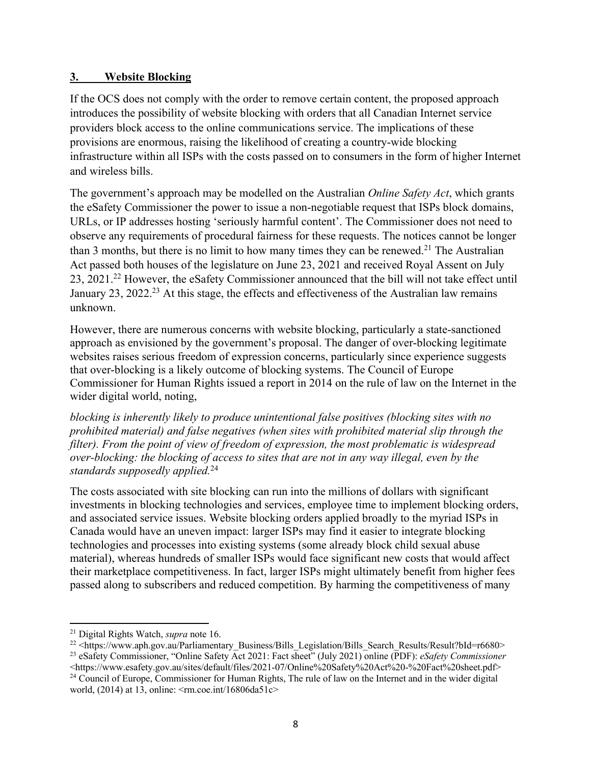### **3. Website Blocking**

If the OCS does not comply with the order to remove certain content, the proposed approach introduces the possibility of website blocking with orders that all Canadian Internet service providers block access to the online communications service. The implications of these provisions are enormous, raising the likelihood of creating a country-wide blocking infrastructure within all ISPs with the costs passed on to consumers in the form of higher Internet and wireless bills.

The government's approach may be modelled on the Australian *Online Safety Act*, which grants the eSafety Commissioner the power to issue a non-negotiable request that ISPs block domains, URLs, or IP addresses hosting 'seriously harmful content'. The Commissioner does not need to observe any requirements of procedural fairness for these requests. The notices cannot be longer than 3 months, but there is no limit to how many times they can be renewed.[21] The Australian Act passed both houses of the legislature on June 23, 2021 and received Royal Assent on July 23, 2021.[22] However, the eSafety Commissioner announced that the bill will not take effect until January 23, 2022.[23] At this stage, the effects and effectiveness of the Australian law remains unknown.

However, there are numerous concerns with website blocking, particularly a state-sanctioned approach as envisioned by the government's proposal. The danger of over-blocking legitimate websites raises serious freedom of expression concerns, particularly since experience suggests that over-blocking is a likely outcome of blocking systems. The Council of Europe Commissioner for Human Rights issued a report in 2014 on the rule of law on the Internet in the wider digital world, noting,

*blocking is inherently likely to produce unintentional false positives (blocking sites with no prohibited material) and false negatives (when sites with prohibited material slip through the filter). From the point of view of freedom of expression, the most problematic is widespread over-blocking: the blocking of access to sites that are not in any way illegal, even by the standards supposedly applied.*[24]

The costs associated with site blocking can run into the millions of dollars with significant investments in blocking technologies and services, employee time to implement blocking orders, and associated service issues. Website blocking orders applied broadly to the myriad ISPs in Canada would have an uneven impact: larger ISPs may find it easier to integrate blocking technologies and processes into existing systems (some already block child sexual abuse material), whereas hundreds of smaller ISPs would face significant new costs that would affect their marketplace competitiveness. In fact, larger ISPs might ultimately benefit from higher fees passed along to subscribers and reduced competition. By harming the competitiveness of many

---

[21] Digital Rights Watch, *supra* note 16.

[22] <https://www.aph.gov.au/Parliamentary_Business/Bills_Legislation/Bills_Search_Results/Result?bId=r6680>

[23] eSafety Commissioner, "Online Safety Act 2021: Fact sheet" (July 2021) online (PDF): *eSafety Commissioner* <https://www.esafety.gov.au/sites/default/files/2021-07/Online%20Safety%20Act%20-%20Fact%20sheet.pdf>

[24] Council of Europe, Commissioner for Human Rights, The rule of law on the Internet and in the wider digital world, (2014) at 13, online: <rm.coe.int/16806da51c>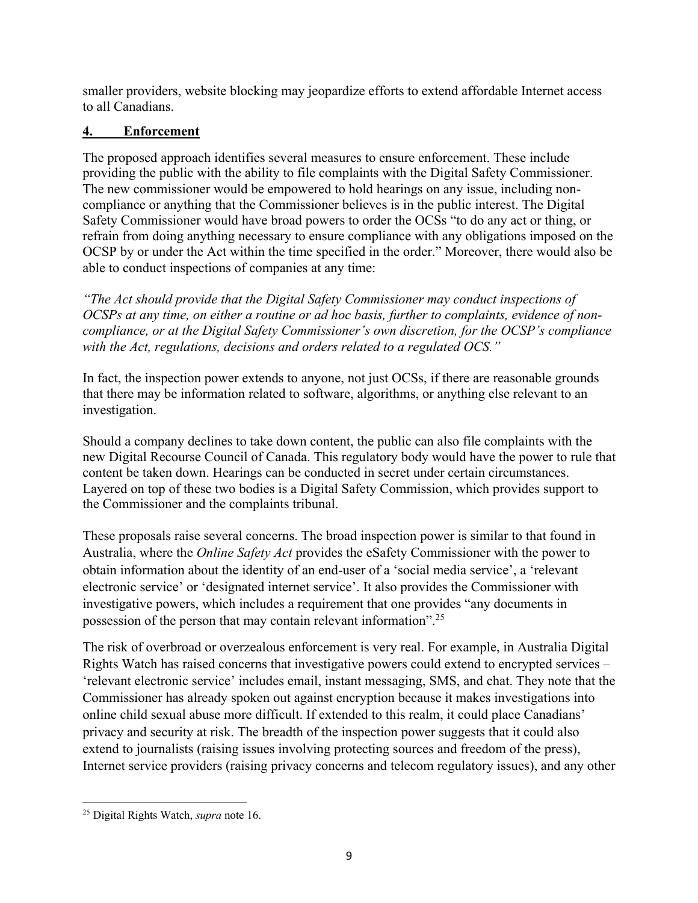smaller providers, website blocking may jeopardize efforts to extend affordable Internet access to all Canadians.

## 4. Enforcement

The proposed approach identifies several measures to ensure enforcement. These include providing the public with the ability to file complaints with the Digital Safety Commissioner. The new commissioner would be empowered to hold hearings on any issue, including non-compliance or anything that the Commissioner believes is in the public interest. The Digital Safety Commissioner would have broad powers to order the OCSs "to do any act or thing, or refrain from doing anything necessary to ensure compliance with any obligations imposed on the OCSP by or under the Act within the time specified in the order." Moreover, there would also be able to conduct inspections of companies at any time:

*"The Act should provide that the Digital Safety Commissioner may conduct inspections of OCSPs at any time, on either a routine or ad hoc basis, further to complaints, evidence of non-compliance, or at the Digital Safety Commissioner's own discretion, for the OCSP's compliance with the Act, regulations, decisions and orders related to a regulated OCS."*

In fact, the inspection power extends to anyone, not just OCSs, if there are reasonable grounds that there may be information related to software, algorithms, or anything else relevant to an investigation.

Should a company declines to take down content, the public can also file complaints with the new Digital Recourse Council of Canada. This regulatory body would have the power to rule that content be taken down. Hearings can be conducted in secret under certain circumstances. Layered on top of these two bodies is a Digital Safety Commission, which provides support to the Commissioner and the complaints tribunal.

These proposals raise several concerns. The broad inspection power is similar to that found in Australia, where the *Online Safety Act* provides the eSafety Commissioner with the power to obtain information about the identity of an end-user of a 'social media service', a 'relevant electronic service' or 'designated internet service'. It also provides the Commissioner with investigative powers, which includes a requirement that one provides "any documents in possession of the person that may contain relevant information".[25]

The risk of overbroad or overzealous enforcement is very real. For example, in Australia Digital Rights Watch has raised concerns that investigative powers could extend to encrypted services – 'relevant electronic service' includes email, instant messaging, SMS, and chat. They note that the Commissioner has already spoken out against encryption because it makes investigations into online child sexual abuse more difficult. If extended to this realm, it could place Canadians' privacy and security at risk. The breadth of the inspection power suggests that it could also extend to journalists (raising issues involving protecting sources and freedom of the press), Internet service providers (raising privacy concerns and telecom regulatory issues), and any other

[25] Digital Rights Watch, *supra* note 16.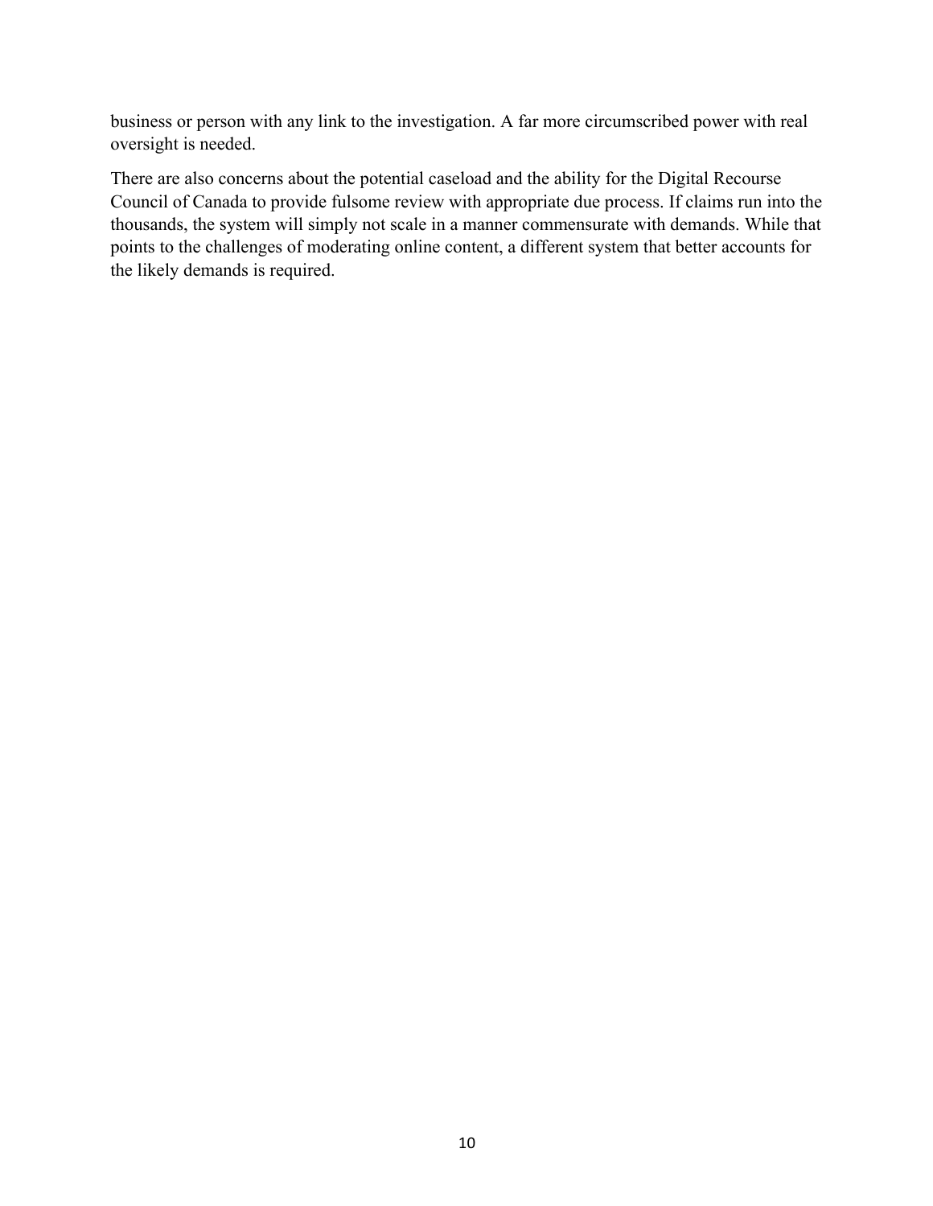business or person with any link to the investigation. A far more circumscribed power with real oversight is needed.

There are also concerns about the potential caseload and the ability for the Digital Recourse Council of Canada to provide fulsome review with appropriate due process. If claims run into the thousands, the system will simply not scale in a manner commensurate with demands. While that points to the challenges of moderating online content, a different system that better accounts for the likely demands is required.